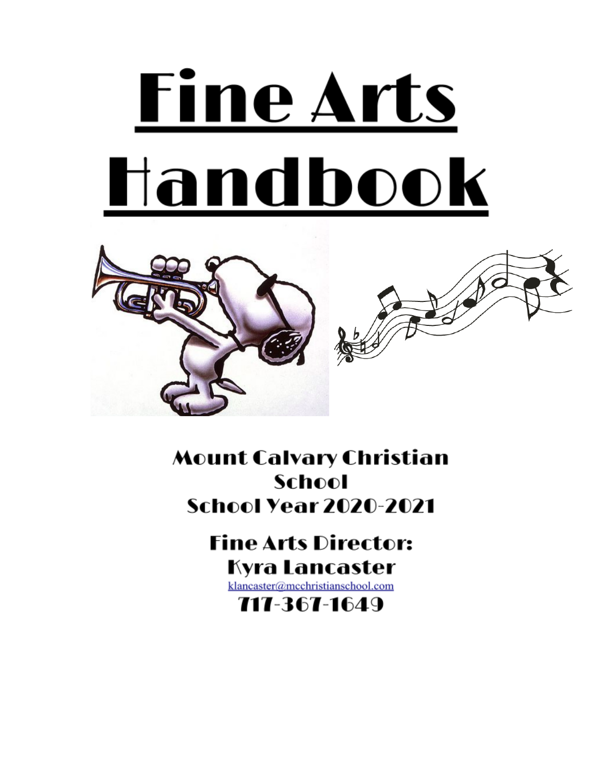# Fine Arts Handbook

Mount Calvary Christian School

School Year 2020-2021

Fine Arts Director:

Kyra Lancaster

klancaster@mcchristianschool.com

717-367-1649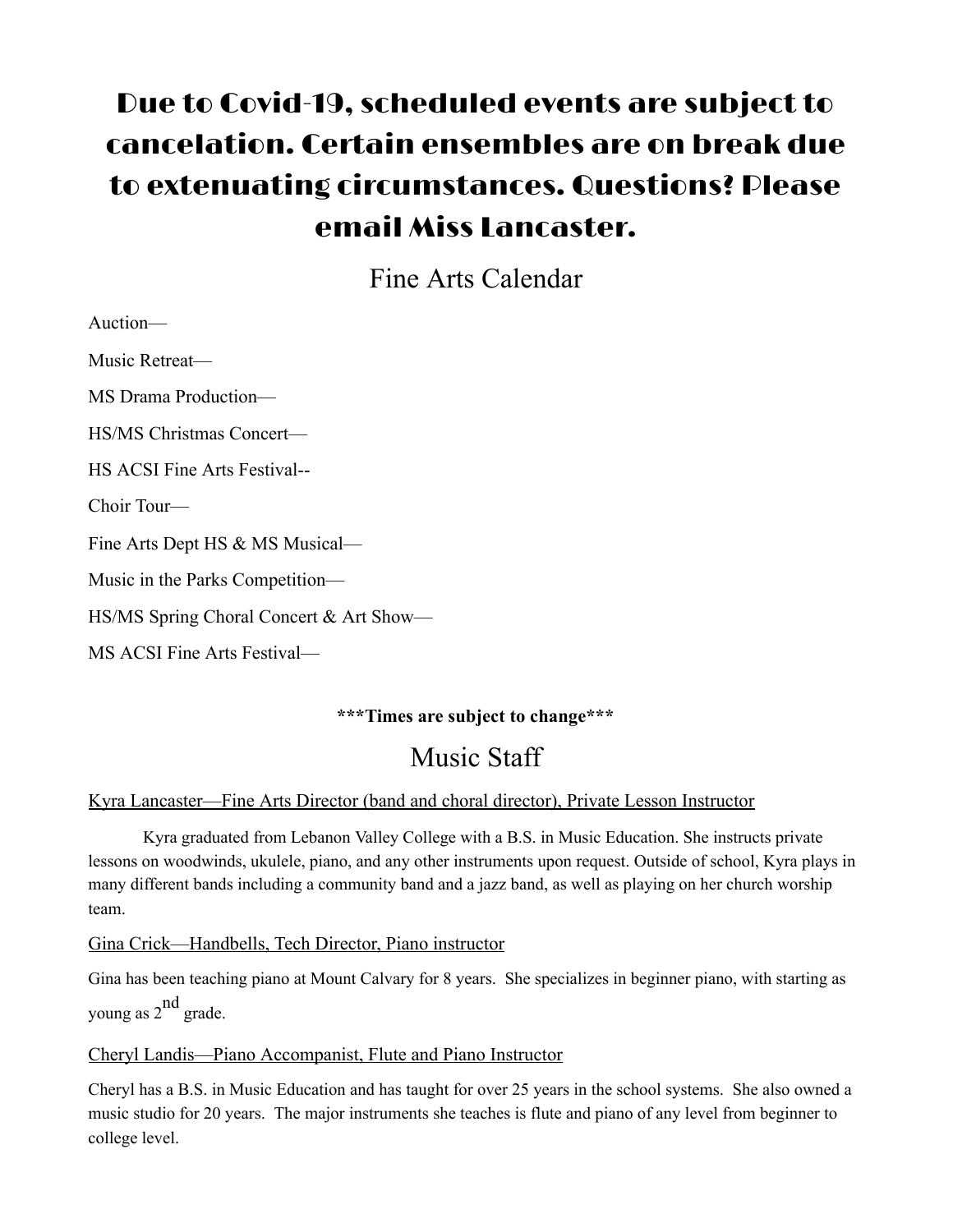# Due to Covid-19, scheduled events are subject to cancelation. Certain ensembles are on break due to extenuating circumstances. Questions? Please email Miss Lancaster.

## Fine Arts Calendar

Auction—

Music Retreat—

MS Drama Production—

HS/MS Christmas Concert—

HS ACSI Fine Arts Festival--

Choir Tour—

Fine Arts Dept HS & MS Musical—

Music in the Parks Competition—

HS/MS Spring Choral Concert & Art Show—

MS ACSI Fine Arts Festival—

**\*\*\*Times are subject to change\*\*\***

## Music Staff

Kyra Lancaster—Fine Arts Director (band and choral director), Private Lesson Instructor

Kyra graduated from Lebanon Valley College with a B.S. in Music Education. She instructs private lessons on woodwinds, ukulele, piano, and any other instruments upon request. Outside of school, Kyra plays in many different bands including a community band and a jazz band, as well as playing on her church worship team.

Gina Crick—Handbells, Tech Director, Piano instructor

Gina has been teaching piano at Mount Calvary for 8 years. She specializes in beginner piano, with starting as young as 2nd grade.

Cheryl Landis—Piano Accompanist, Flute and Piano Instructor

Cheryl has a B.S. in Music Education and has taught for over 25 years in the school systems. She also owned a music studio for 20 years. The major instruments she teaches is flute and piano of any level from beginner to college level.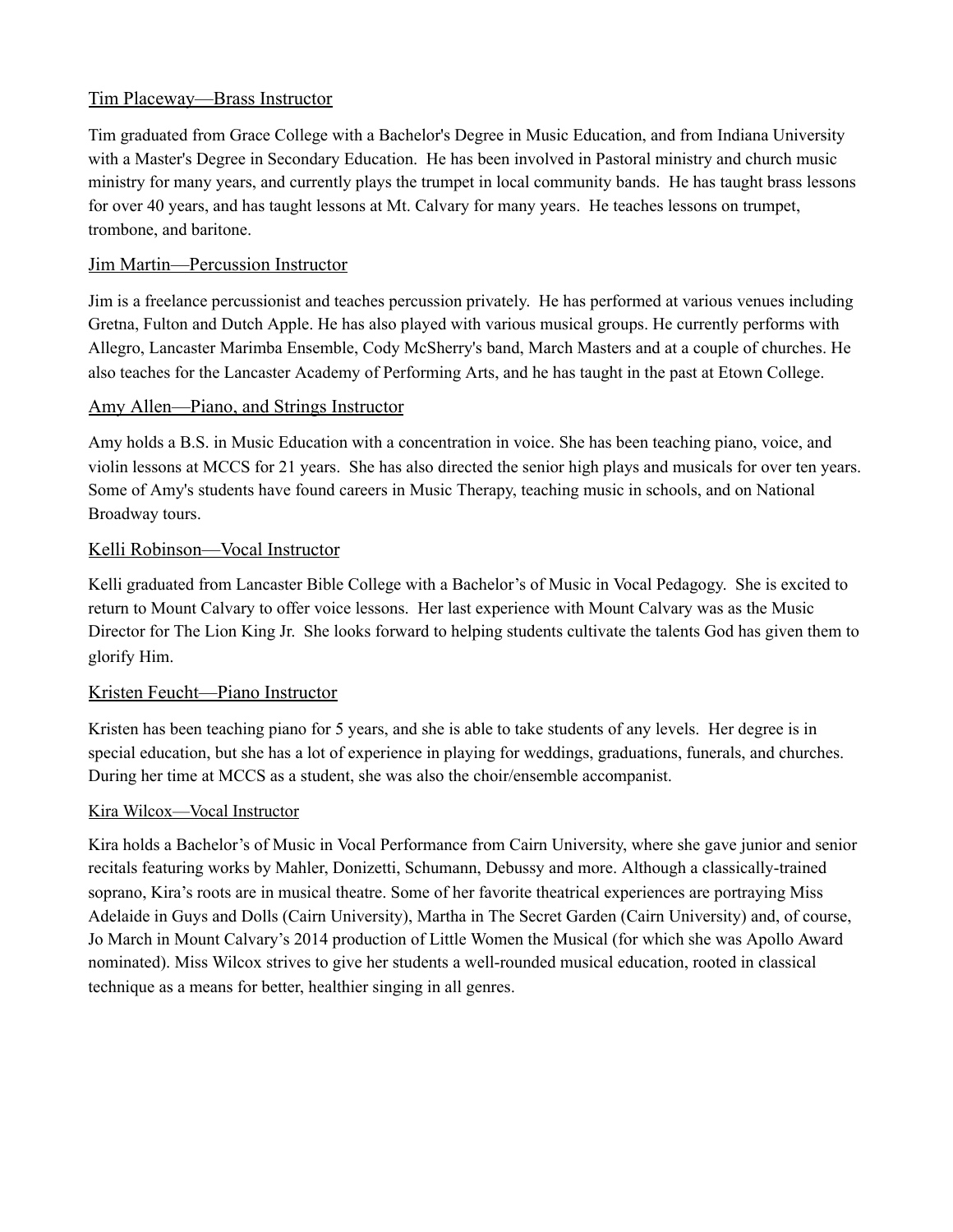## Tim Placeway—Brass Instructor

Tim graduated from Grace College with a Bachelor's Degree in Music Education, and from Indiana University with a Master's Degree in Secondary Education. He has been involved in Pastoral ministry and church music ministry for many years, and currently plays the trumpet in local community bands. He has taught brass lessons for over 40 years, and has taught lessons at Mt. Calvary for many years. He teaches lessons on trumpet, trombone, and baritone.

## Jim Martin—Percussion Instructor

Jim is a freelance percussionist and teaches percussion privately. He has performed at various venues including Gretna, Fulton and Dutch Apple. He has also played with various musical groups. He currently performs with Allegro, Lancaster Marimba Ensemble, Cody McSherry's band, March Masters and at a couple of churches. He also teaches for the Lancaster Academy of Performing Arts, and he has taught in the past at Etown College.

## Amy Allen—Piano, and Strings Instructor

Amy holds a B.S. in Music Education with a concentration in voice. She has been teaching piano, voice, and violin lessons at MCCS for 21 years. She has also directed the senior high plays and musicals for over ten years. Some of Amy's students have found careers in Music Therapy, teaching music in schools, and on National Broadway tours.

## Kelli Robinson—Vocal Instructor

Kelli graduated from Lancaster Bible College with a Bachelor's of Music in Vocal Pedagogy. She is excited to return to Mount Calvary to offer voice lessons. Her last experience with Mount Calvary was as the Music Director for The Lion King Jr. She looks forward to helping students cultivate the talents God has given them to glorify Him.

## Kristen Feucht—Piano Instructor

Kristen has been teaching piano for 5 years, and she is able to take students of any levels. Her degree is in special education, but she has a lot of experience in playing for weddings, graduations, funerals, and churches. During her time at MCCS as a student, she was also the choir/ensemble accompanist.

## Kira Wilcox—Vocal Instructor

Kira holds a Bachelor's of Music in Vocal Performance from Cairn University, where she gave junior and senior recitals featuring works by Mahler, Donizetti, Schumann, Debussy and more. Although a classically-trained soprano, Kira's roots are in musical theatre. Some of her favorite theatrical experiences are portraying Miss Adelaide in Guys and Dolls (Cairn University), Martha in The Secret Garden (Cairn University) and, of course, Jo March in Mount Calvary's 2014 production of Little Women the Musical (for which she was Apollo Award nominated). Miss Wilcox strives to give her students a well-rounded musical education, rooted in classical technique as a means for better, healthier singing in all genres.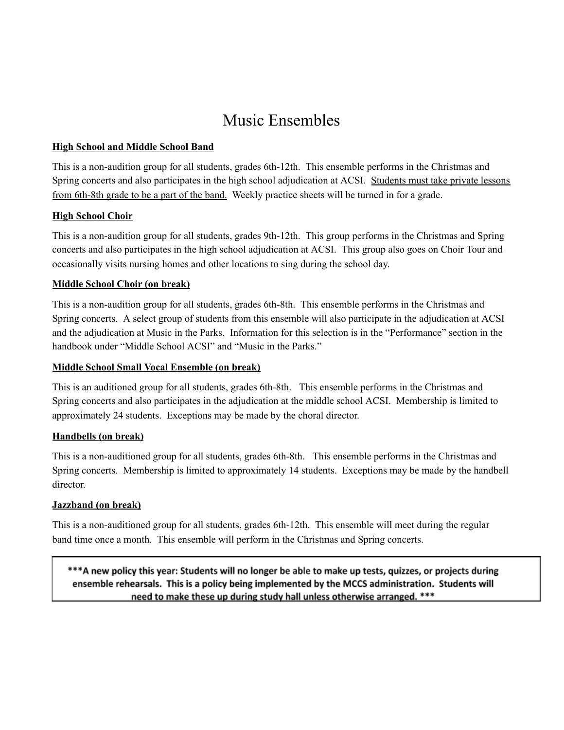# Music Ensembles

**<u>High School and Middle School Band</u>**

This is a non-audition group for all students, grades 6th-12th. This ensemble performs in the Christmas and Spring concerts and also participates in the high school adjudication at ACSI. <u>Students must take private lessons from 6th-8th grade to be a part of the band.</u> Weekly practice sheets will be turned in for a grade.

**<u>High School Choir</u>**

This is a non-audition group for all students, grades 9th-12th. This group performs in the Christmas and Spring concerts and also participates in the high school adjudication at ACSI. This group also goes on Choir Tour and occasionally visits nursing homes and other locations to sing during the school day.

**<u>Middle School Choir (on break)</u>**

This is a non-audition group for all students, grades 6th-8th. This ensemble performs in the Christmas and Spring concerts. A select group of students from this ensemble will also participate in the adjudication at ACSI and the adjudication at Music in the Parks. Information for this selection is in the "Performance" section in the handbook under "Middle School ACSI" and "Music in the Parks."

**<u>Middle School Small Vocal Ensemble (on break)</u>**

This is an auditioned group for all students, grades 6th-8th. This ensemble performs in the Christmas and Spring concerts and also participates in the adjudication at the middle school ACSI. Membership is limited to approximately 24 students. Exceptions may be made by the choral director.

**<u>Handbells (on break)</u>**

This is a non-auditioned group for all students, grades 6th-8th. This ensemble performs in the Christmas and Spring concerts. Membership is limited to approximately 14 students. Exceptions may be made by the handbell director.

**<u>Jazzband (on break)</u>**

This is a non-auditioned group for all students, grades 6th-12th. This ensemble will meet during the regular band time once a month. This ensemble will perform in the Christmas and Spring concerts.

**\*\*\*A new policy this year: Students will no longer be able to make up tests, quizzes, or projects during ensemble rehearsals. This is a policy being implemented by the MCCS administration. Students will need to make these up during study hall unless otherwise arranged. \*\*\***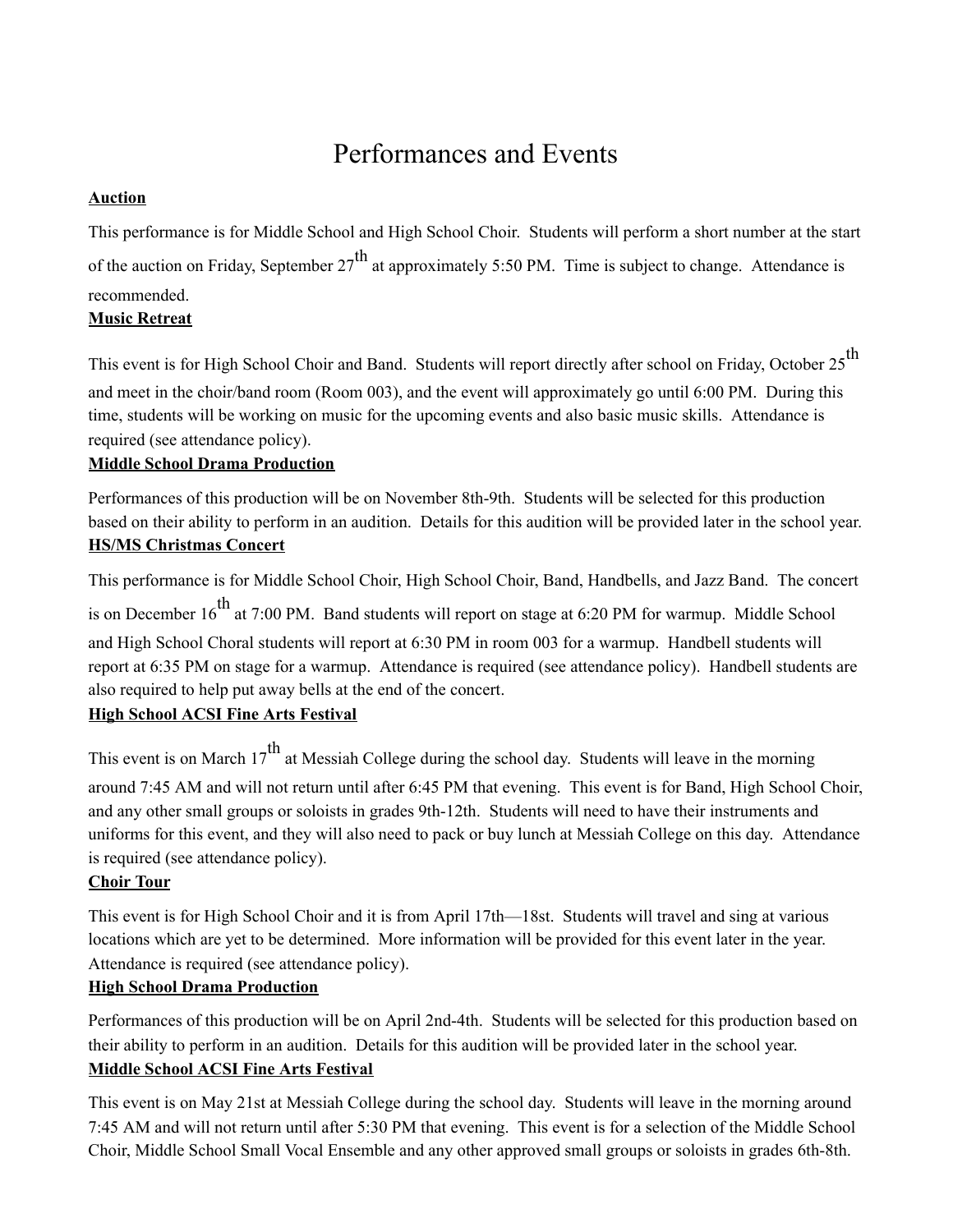# Performances and Events

**Auction**

This performance is for Middle School and High School Choir. Students will perform a short number at the start of the auction on Friday, September 27th at approximately 5:50 PM. Time is subject to change. Attendance is recommended.

**Music Retreat**

This event is for High School Choir and Band. Students will report directly after school on Friday, October 25th and meet in the choir/band room (Room 003), and the event will approximately go until 6:00 PM. During this time, students will be working on music for the upcoming events and also basic music skills. Attendance is required (see attendance policy).

**Middle School Drama Production**

Performances of this production will be on November 8th-9th. Students will be selected for this production based on their ability to perform in an audition. Details for this audition will be provided later in the school year.

**HS/MS Christmas Concert**

This performance is for Middle School Choir, High School Choir, Band, Handbells, and Jazz Band. The concert is on December 16th at 7:00 PM. Band students will report on stage at 6:20 PM for warmup. Middle School and High School Choral students will report at 6:30 PM in room 003 for a warmup. Handbell students will report at 6:35 PM on stage for a warmup. Attendance is required (see attendance policy). Handbell students are also required to help put away bells at the end of the concert.

**High School ACSI Fine Arts Festival**

This event is on March 17th at Messiah College during the school day. Students will leave in the morning around 7:45 AM and will not return until after 6:45 PM that evening. This event is for Band, High School Choir, and any other small groups or soloists in grades 9th-12th. Students will need to have their instruments and uniforms for this event, and they will also need to pack or buy lunch at Messiah College on this day. Attendance is required (see attendance policy).

**Choir Tour**

This event is for High School Choir and it is from April 17th—18st. Students will travel and sing at various locations which are yet to be determined. More information will be provided for this event later in the year. Attendance is required (see attendance policy).

**High School Drama Production**

Performances of this production will be on April 2nd-4th. Students will be selected for this production based on their ability to perform in an audition. Details for this audition will be provided later in the school year.

**Middle School ACSI Fine Arts Festival**

This event is on May 21st at Messiah College during the school day. Students will leave in the morning around 7:45 AM and will not return until after 5:30 PM that evening. This event is for a selection of the Middle School Choir, Middle School Small Vocal Ensemble and any other approved small groups or soloists in grades 6th-8th.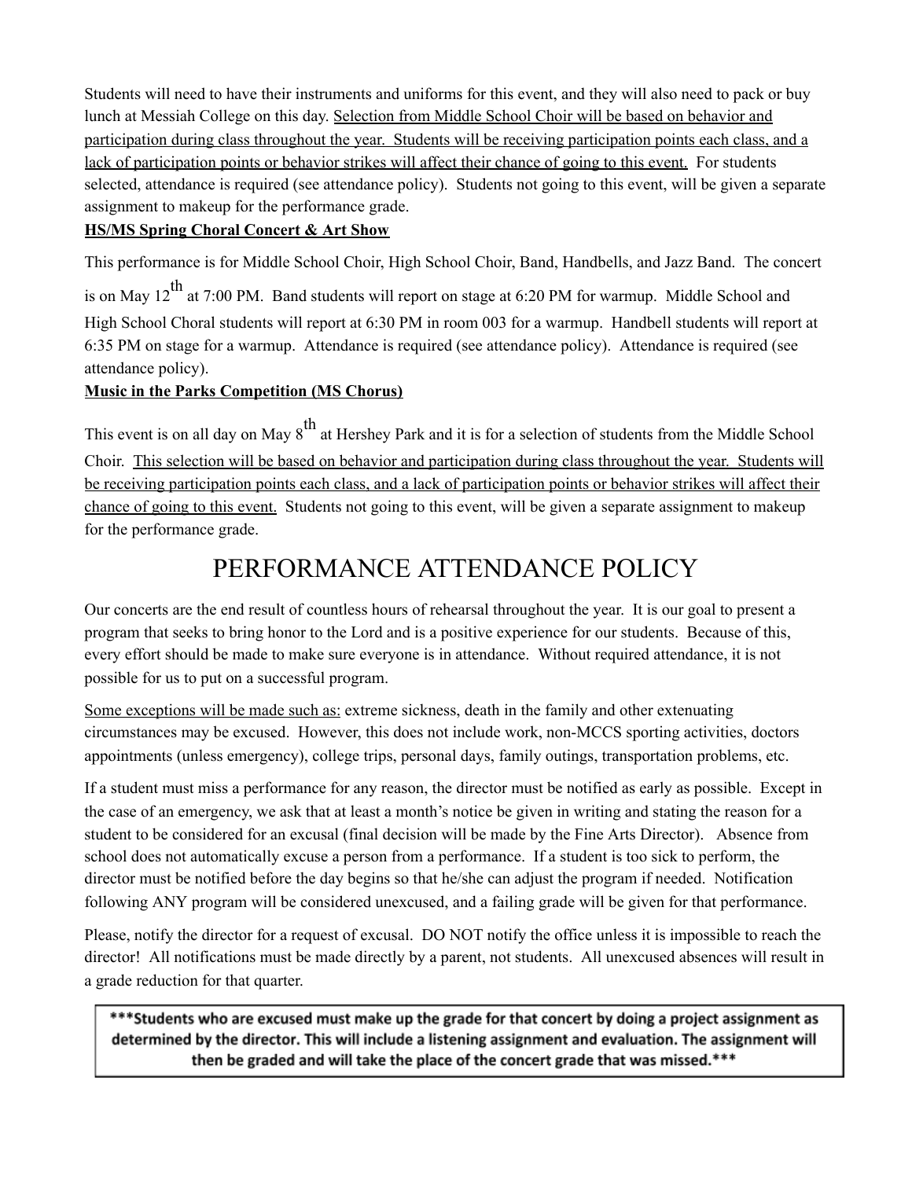Students will need to have their instruments and uniforms for this event, and they will also need to pack or buy lunch at Messiah College on this day. Selection from Middle School Choir will be based on behavior and participation during class throughout the year. Students will be receiving participation points each class, and a lack of participation points or behavior strikes will affect their chance of going to this event. For students selected, attendance is required (see attendance policy). Students not going to this event, will be given a separate assignment to makeup for the performance grade.

**HS/MS Spring Choral Concert & Art Show**

This performance is for Middle School Choir, High School Choir, Band, Handbells, and Jazz Band. The concert is on May 12th at 7:00 PM. Band students will report on stage at 6:20 PM for warmup. Middle School and High School Choral students will report at 6:30 PM in room 003 for a warmup. Handbell students will report at 6:35 PM on stage for a warmup. Attendance is required (see attendance policy). Attendance is required (see attendance policy).

**Music in the Parks Competition (MS Chorus)**

This event is on all day on May 8th at Hershey Park and it is for a selection of students from the Middle School Choir. This selection will be based on behavior and participation during class throughout the year. Students will be receiving participation points each class, and a lack of participation points or behavior strikes will affect their chance of going to this event. Students not going to this event, will be given a separate assignment to makeup for the performance grade.

# PERFORMANCE ATTENDANCE POLICY

Our concerts are the end result of countless hours of rehearsal throughout the year. It is our goal to present a program that seeks to bring honor to the Lord and is a positive experience for our students. Because of this, every effort should be made to make sure everyone is in attendance. Without required attendance, it is not possible for us to put on a successful program.

Some exceptions will be made such as: extreme sickness, death in the family and other extenuating circumstances may be excused. However, this does not include work, non-MCCS sporting activities, doctors appointments (unless emergency), college trips, personal days, family outings, transportation problems, etc.

If a student must miss a performance for any reason, the director must be notified as early as possible. Except in the case of an emergency, we ask that at least a month's notice be given in writing and stating the reason for a student to be considered for an excusal (final decision will be made by the Fine Arts Director). Absence from school does not automatically excuse a person from a performance. If a student is too sick to perform, the director must be notified before the day begins so that he/she can adjust the program if needed. Notification following ANY program will be considered unexcused, and a failing grade will be given for that performance.

Please, notify the director for a request of excusal. DO NOT notify the office unless it is impossible to reach the director! All notifications must be made directly by a parent, not students. All unexcused absences will result in a grade reduction for that quarter.

**\*\*\*Students who are excused must make up the grade for that concert by doing a project assignment as determined by the director. This will include a listening assignment and evaluation. The assignment will then be graded and will take the place of the concert grade that was missed.\*\*\***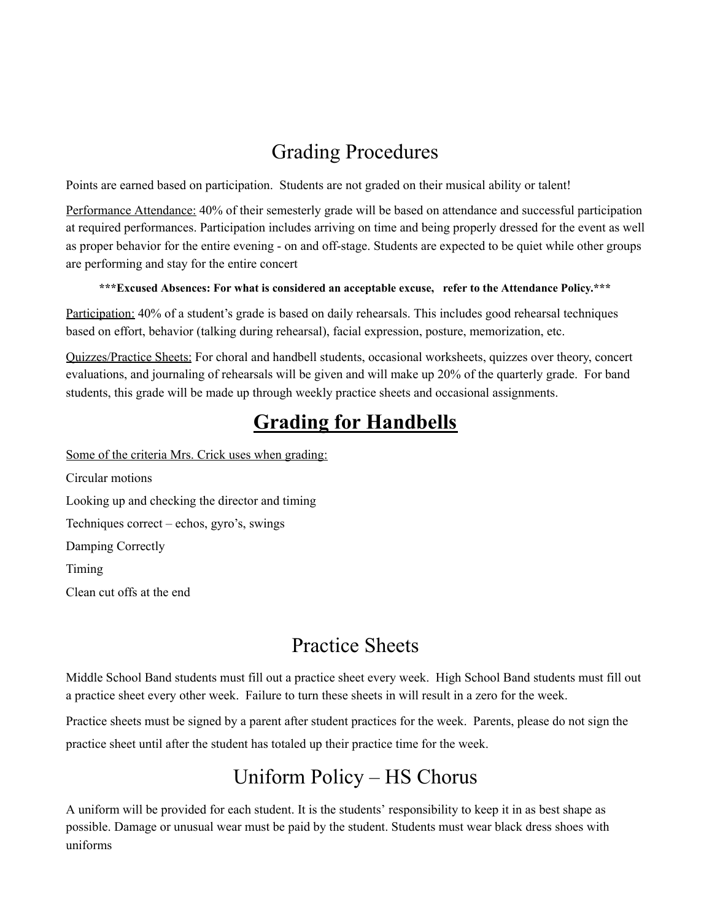# Grading Procedures

Points are earned based on participation. Students are not graded on their musical ability or talent!

Performance Attendance: 40% of their semesterly grade will be based on attendance and successful participation at required performances. Participation includes arriving on time and being properly dressed for the event as well as proper behavior for the entire evening - on and off-stage. Students are expected to be quiet while other groups are performing and stay for the entire concert

**\*\*\*Excused Absences: For what is considered an acceptable excuse, refer to the Attendance Policy.\*\*\***

Participation: 40% of a student's grade is based on daily rehearsals. This includes good rehearsal techniques based on effort, behavior (talking during rehearsal), facial expression, posture, memorization, etc.

Quizzes/Practice Sheets: For choral and handbell students, occasional worksheets, quizzes over theory, concert evaluations, and journaling of rehearsals will be given and will make up 20% of the quarterly grade. For band students, this grade will be made up through weekly practice sheets and occasional assignments.

# Grading for Handbells

Some of the criteria Mrs. Crick uses when grading:

Circular motions

Looking up and checking the director and timing

Techniques correct – echos, gyro's, swings

Damping Correctly

Timing

Clean cut offs at the end

# Practice Sheets

Middle School Band students must fill out a practice sheet every week. High School Band students must fill out a practice sheet every other week. Failure to turn these sheets in will result in a zero for the week.

Practice sheets must be signed by a parent after student practices for the week. Parents, please do not sign the practice sheet until after the student has totaled up their practice time for the week.

# Uniform Policy – HS Chorus

A uniform will be provided for each student. It is the students' responsibility to keep it in as best shape as possible. Damage or unusual wear must be paid by the student. Students must wear black dress shoes with uniforms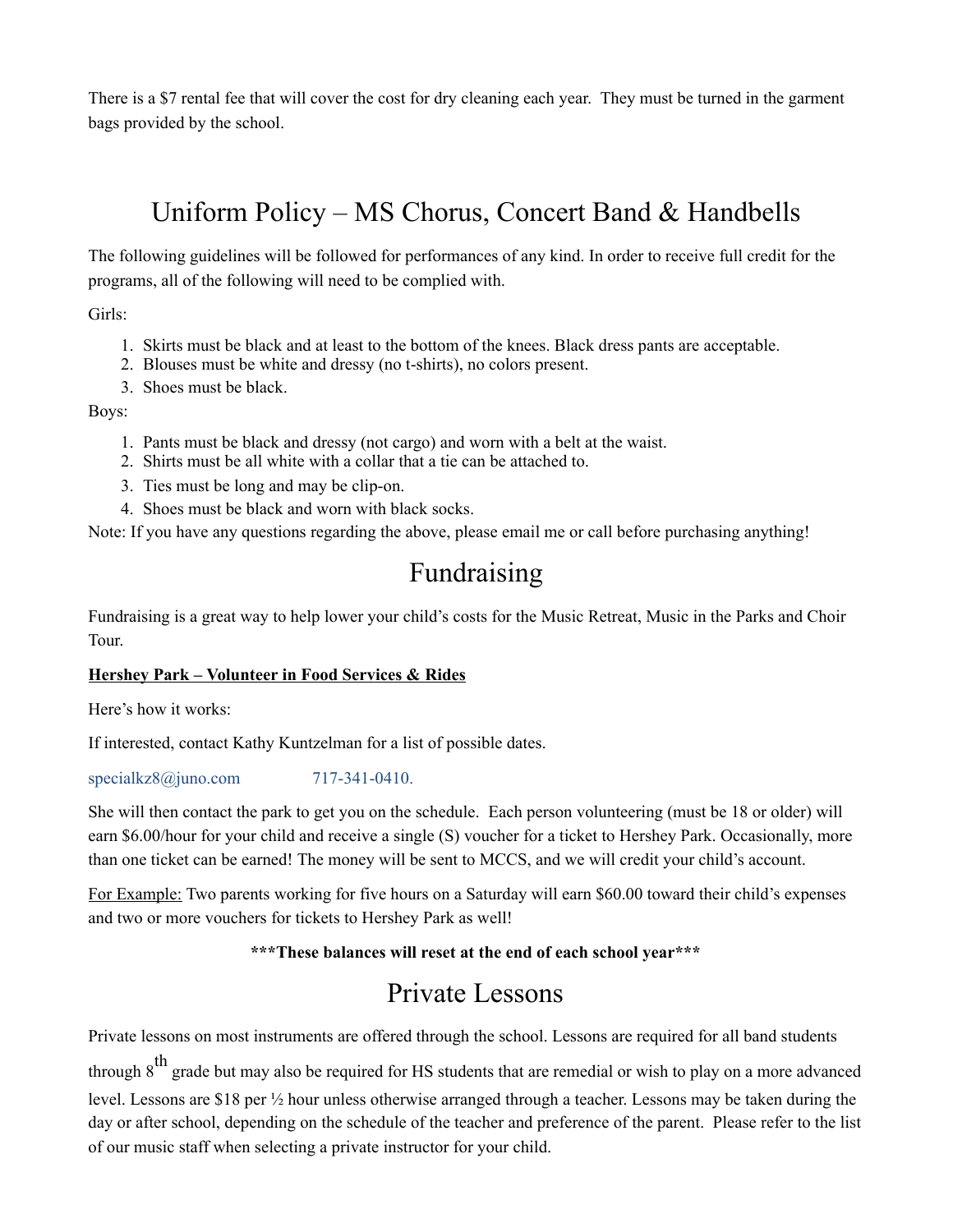There is a $7 rental fee that will cover the cost for dry cleaning each year. They must be turned in the garment bags provided by the school.

# Uniform Policy – MS Chorus, Concert Band & Handbells

The following guidelines will be followed for performances of any kind. In order to receive full credit for the programs, all of the following will need to be complied with.

Girls:

1. Skirts must be black and at least to the bottom of the knees. Black dress pants are acceptable.
2. Blouses must be white and dressy (no t-shirts), no colors present.
3. Shoes must be black.

Boys:

1. Pants must be black and dressy (not cargo) and worn with a belt at the waist.
2. Shirts must be all white with a collar that a tie can be attached to.
3. Ties must be long and may be clip-on.
4. Shoes must be black and worn with black socks.

Note: If you have any questions regarding the above, please email me or call before purchasing anything!

# Fundraising

Fundraising is a great way to help lower your child's costs for the Music Retreat, Music in the Parks and Choir Tour.

**<u>Hershey Park – Volunteer in Food Services & Rides</u>**

Here's how it works:

If interested, contact Kathy Kuntzelman for a list of possible dates.

specialkz8@juno.com 717-341-0410.

She will then contact the park to get you on the schedule. Each person volunteering (must be 18 or older) will earn $6.00/hour for your child and receive a single (S) voucher for a ticket to Hershey Park. Occasionally, more than one ticket can be earned! The money will be sent to MCCS, and we will credit your child's account.

<u>For Example:</u> Two parents working for five hours on a Saturday will earn $60.00 toward their child's expenses and two or more vouchers for tickets to Hershey Park as well!

**\*\*\*These balances will reset at the end of each school year\*\*\***

# Private Lessons

Private lessons on most instruments are offered through the school. Lessons are required for all band students through 8th grade but may also be required for HS students that are remedial or wish to play on a more advanced level. Lessons are $18 per ½ hour unless otherwise arranged through a teacher. Lessons may be taken during the day or after school, depending on the schedule of the teacher and preference of the parent. Please refer to the list of our music staff when selecting a private instructor for your child.